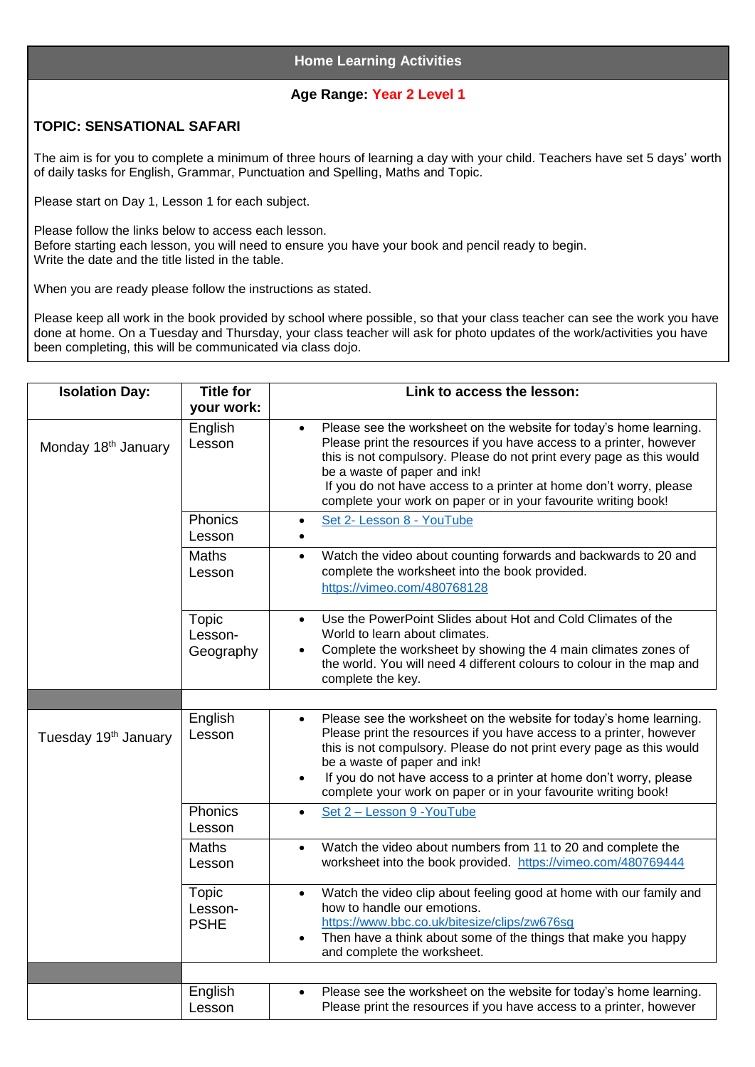## Home Learning Activities

**Age Range: Year 2 Level 1**

**TOPIC: SENSATIONAL SAFARI**

The aim is for you to complete a minimum of three hours of learning a day with your child. Teachers have set 5 days' worth of daily tasks for English, Grammar, Punctuation and Spelling, Maths and Topic.

Please start on Day 1, Lesson 1 for each subject.

Please follow the links below to access each lesson.
Before starting each lesson, you will need to ensure you have your book and pencil ready to begin.
Write the date and the title listed in the table.

When you are ready please follow the instructions as stated.

Please keep all work in the book provided by school where possible, so that your class teacher can see the work you have done at home. On a Tuesday and Thursday, your class teacher will ask for photo updates of the work/activities you have been completing, this will be communicated via class dojo.

| Isolation Day: | Title for your work: | Link to access the lesson: |
|---|---|---|
| Monday 18th January | English Lesson | • Please see the worksheet on the website for today's home learning. Please print the resources if you have access to a printer, however this is not compulsory. Please do not print every page as this would be a waste of paper and ink! If you do not have access to a printer at home don't worry, please complete your work on paper or in your favourite writing book! |
| | Phonics Lesson | • Set 2- Lesson 8 - YouTube<br>• |
| | Maths Lesson | • Watch the video about counting forwards and backwards to 20 and complete the worksheet into the book provided. https://vimeo.com/480768128 |
| | Topic Lesson- Geography | • Use the PowerPoint Slides about Hot and Cold Climates of the World to learn about climates.<br>• Complete the worksheet by showing the 4 main climates zones of the world. You will need 4 different colours to colour in the map and complete the key. |
| | | |
| Tuesday 19th January | English Lesson | • Please see the worksheet on the website for today's home learning. Please print the resources if you have access to a printer, however this is not compulsory. Please do not print every page as this would be a waste of paper and ink!<br>• If you do not have access to a printer at home don't worry, please complete your work on paper or in your favourite writing book! |
| | Phonics Lesson | • Set 2 – Lesson 9 -YouTube |
| | Maths Lesson | • Watch the video about numbers from 11 to 20 and complete the worksheet into the book provided. https://vimeo.com/480769444 |
| | Topic Lesson- PSHE | • Watch the video clip about feeling good at home with our family and how to handle our emotions. https://www.bbc.co.uk/bitesize/clips/zw676sg<br>• Then have a think about some of the things that make you happy and complete the worksheet. |
| | | |
| | English Lesson | • Please see the worksheet on the website for today's home learning. Please print the resources if you have access to a printer, however |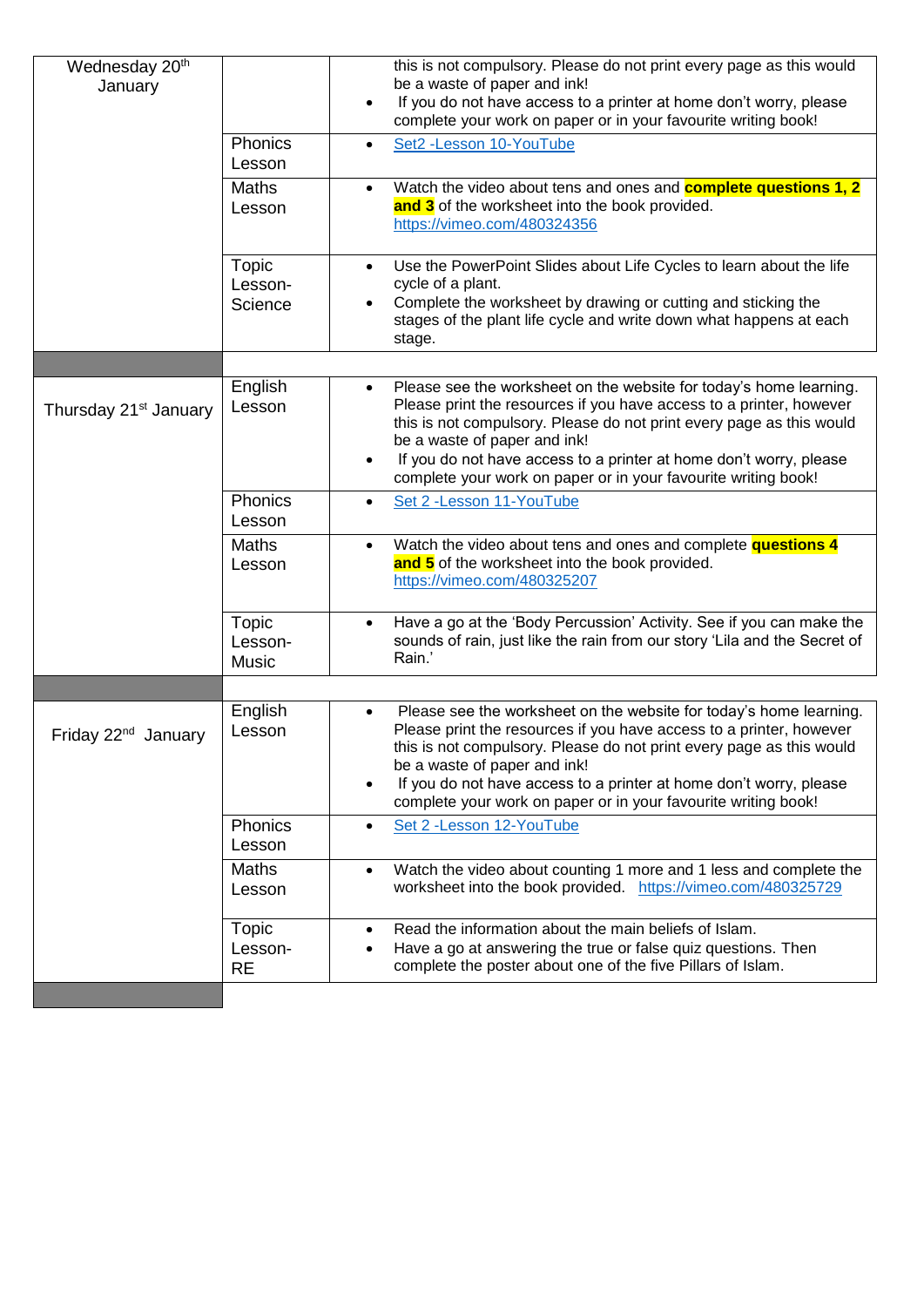| | | |
|---|---|---|
| Wednesday 20th January | | • this is not compulsory. Please do not print every page as this would be a waste of paper and ink!<br>• If you do not have access to a printer at home don't worry, please complete your work on paper or in your favourite writing book! |
| | Phonics Lesson | • Set2 -Lesson 10-YouTube |
| | Maths Lesson | • Watch the video about tens and ones and **complete questions 1, 2 and 3** of the worksheet into the book provided. https://vimeo.com/480324356 |
| | Topic Lesson- Science | • Use the PowerPoint Slides about Life Cycles to learn about the life cycle of a plant.<br>• Complete the worksheet by drawing or cutting and sticking the stages of the plant life cycle and write down what happens at each stage. |
| | | |
| Thursday 21st January | English Lesson | • Please see the worksheet on the website for today's home learning. Please print the resources if you have access to a printer, however this is not compulsory. Please do not print every page as this would be a waste of paper and ink!<br>• If you do not have access to a printer at home don't worry, please complete your work on paper or in your favourite writing book! |
| | Phonics Lesson | • Set 2 -Lesson 11-YouTube |
| | Maths Lesson | • Watch the video about tens and ones and complete **questions 4 and 5** of the worksheet into the book provided. https://vimeo.com/480325207 |
| | Topic Lesson- Music | • Have a go at the 'Body Percussion' Activity. See if you can make the sounds of rain, just like the rain from our story 'Lila and the Secret of Rain.' |
| | | |
| Friday 22nd January | English Lesson | • Please see the worksheet on the website for today's home learning. Please print the resources if you have access to a printer, however this is not compulsory. Please do not print every page as this would be a waste of paper and ink!<br>• If you do not have access to a printer at home don't worry, please complete your work on paper or in your favourite writing book! |
| | Phonics Lesson | • Set 2 -Lesson 12-YouTube |
| | Maths Lesson | • Watch the video about counting 1 more and 1 less and complete the worksheet into the book provided. https://vimeo.com/480325729 |
| | Topic Lesson- RE | • Read the information about the main beliefs of Islam.<br>• Have a go at answering the true or false quiz questions. Then complete the poster about one of the five Pillars of Islam. |
| | | |